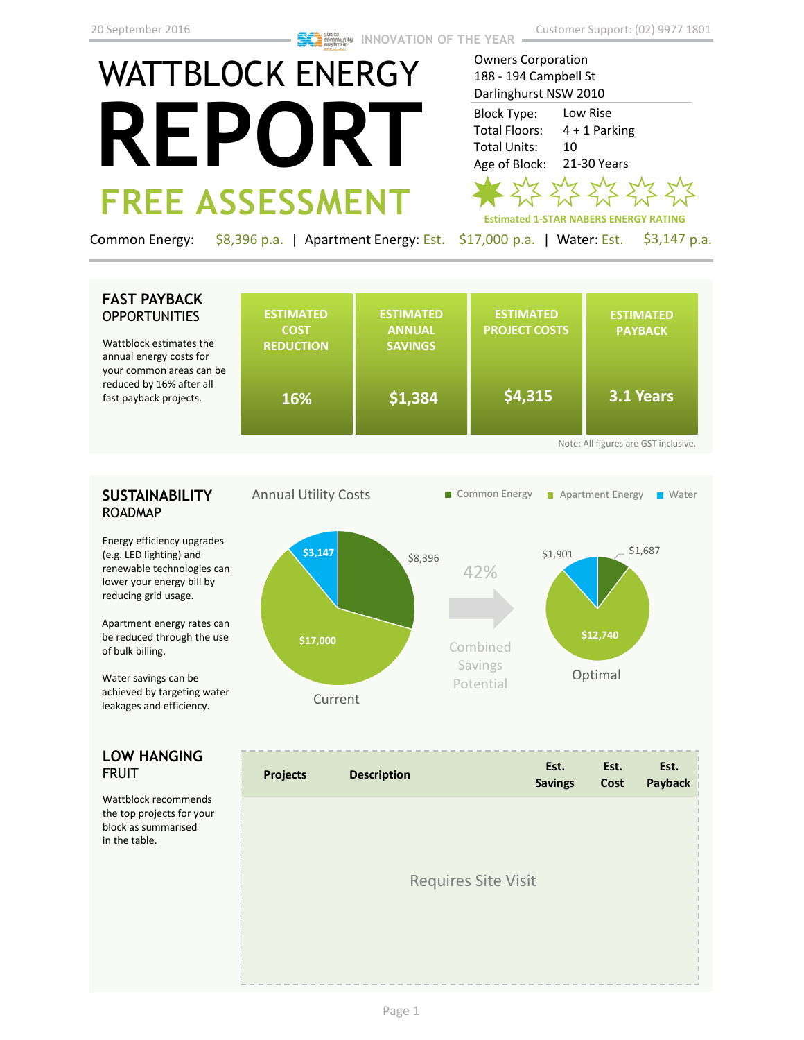20 September 2016

INNOVATION OF THE YEAR

Customer Support: (02) 9977 1801

# WATTBLOCK ENERGY REPORT

## FREE ASSESSMENT

Owners Corporation
188 - 194 Campbell St
Darlinghurst NSW 2010

| | |
|---|---|
| Block Type: | Low Rise |
| Total Floors: | 4 + 1 Parking |
| Total Units: | 10 |
| Age of Block: | 21-30 Years |

Estimated 1-STAR NABERS ENERGY RATING

Common Energy: $8,396 p.a. | Apartment Energy: Est. $17,000 p.a. | Water: Est. $3,147 p.a.

## FAST PAYBACK OPPORTUNITIES

Wattblock estimates the annual energy costs for your common areas can be reduced by 16% after all fast payback projects.

| ESTIMATED COST REDUCTION | ESTIMATED ANNUAL SAVINGS | ESTIMATED PROJECT COSTS | ESTIMATED PAYBACK |
|---|---|---|---|
| 16% | $1,384 | $4,315 | 3.1 Years |

Note: All figures are GST inclusive.

## SUSTAINABILITY ROADMAP

Energy efficiency upgrades (e.g. LED lighting) and renewable technologies can lower your energy bill by reducing grid usage.

Apartment energy rates can be reduced through the use of bulk billing.

Water savings can be achieved by targeting water leakages and efficiency.

Annual Utility Costs

Common Energy | Apartment Energy | Water

Current: $8,396 | $17,000 | $3,147

42% Combined Savings Potential

Optimal: $1,687 | $12,740 | $1,901

## LOW HANGING FRUIT

Wattblock recommends the top projects for your block as summarised in the table.

| Projects | Description | Est. Savings | Est. Cost | Est. Payback |
|---|---|---|---|---|
| Requires Site Visit | | | | |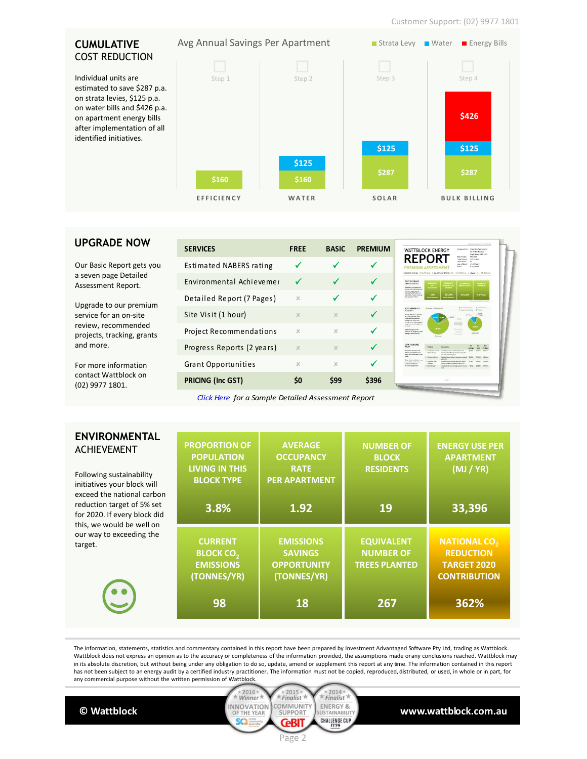Customer Support: (02) 9977 1801

## CUMULATIVE COST REDUCTION

Individual units are estimated to save $287 p.a. on strata levies, $125 p.a. on water bills and $426 p.a. on apartment energy bills after implementation of all identified initiatives.

Avg Annual Savings Per Apartment

Strata Levy Water Energy Bills

Step 1
$160
EFFICIENCY

Step 2
$125
$160
WATER

Step 3
$125
$287
SOLAR

Step 4
$426
$125
$287
BULK BILLING

## UPGRADE NOW

Our Basic Report gets you a seven page Detailed Assessment Report.

Upgrade to our premium service for an on-site review, recommended projects, tracking, grants and more.

For more information contact Wattblock on (02) 9977 1801.

| SERVICES | FREE | BASIC | PREMIUM |
|---|---|---|---|
| Estimated NABERS rating | ✓ | ✓ | ✓ |
| Environmental Achievemer | ✓ | ✓ | ✓ |
| Detailed Report (7 Pages) | × | ✓ | ✓ |
| Site Visit (1 hour) | × | × | ✓ |
| Project Recommendations | × | × | ✓ |
| Progress Reports (2 years) | × | × | ✓ |
| Grant Opportunities | × | × | ✓ |
| PRICING (Inc GST) | $0 | $99 | $396 |

*Click Here for a Sample Detailed Assessment Report*

## ENVIRONMENTAL ACHIEVEMENT

Following sustainability initiatives your block will exceed the national carbon reduction target of 5% set for 2020. If every block did this, we would be well on our way to exceeding the target.

| | | | |
|---|---|---|---|
| PROPORTION OF POPULATION LIVING IN THIS BLOCK TYPE | AVERAGE OCCUPANCY RATE PER APARTMENT | NUMBER OF BLOCK RESIDENTS | ENERGY USE PER APARTMENT (MJ / YR) |
| 3.8% | 1.92 | 19 | 33,396 |
| CURRENT BLOCK $CO_2$ EMISSIONS (TONNES/YR) | EMISSIONS SAVINGS OPPORTUNITY (TONNES/YR) | EQUIVALENT NUMBER OF TREES PLANTED | NATIONAL $CO_2$ REDUCTION TARGET 2020 CONTRIBUTION |
| 98 | 18 | 267 | 362% |

The information, statements, statistics and commentary contained in this report have been prepared by Investment Advantaged Software Pty Ltd, trading as Wattblock. Wattblock does not express an opinion as to the accuracy or completeness of the information provided, the assumptions made orany conclusions reached. Wattblock may in its absolute discretion, but without being under any obligation to do so, update, amend or supplement this report at any time. The information contained in this report has not been subject to an energy audit by a certified industry practitioner. The information must not be copied, reproduced, distributed, or used, in whole or in part, for any commercial purpose without the written permission of Wattblock.

© Wattblock

2016 Winner INNOVATION OF THE YEAR — 2015 Finalist COMMUNITY SUPPORT CeBIT — 2014 Finalist ENERGY & SUSTAINABILITY CHALLENGE CUP

www.wattblock.com.au